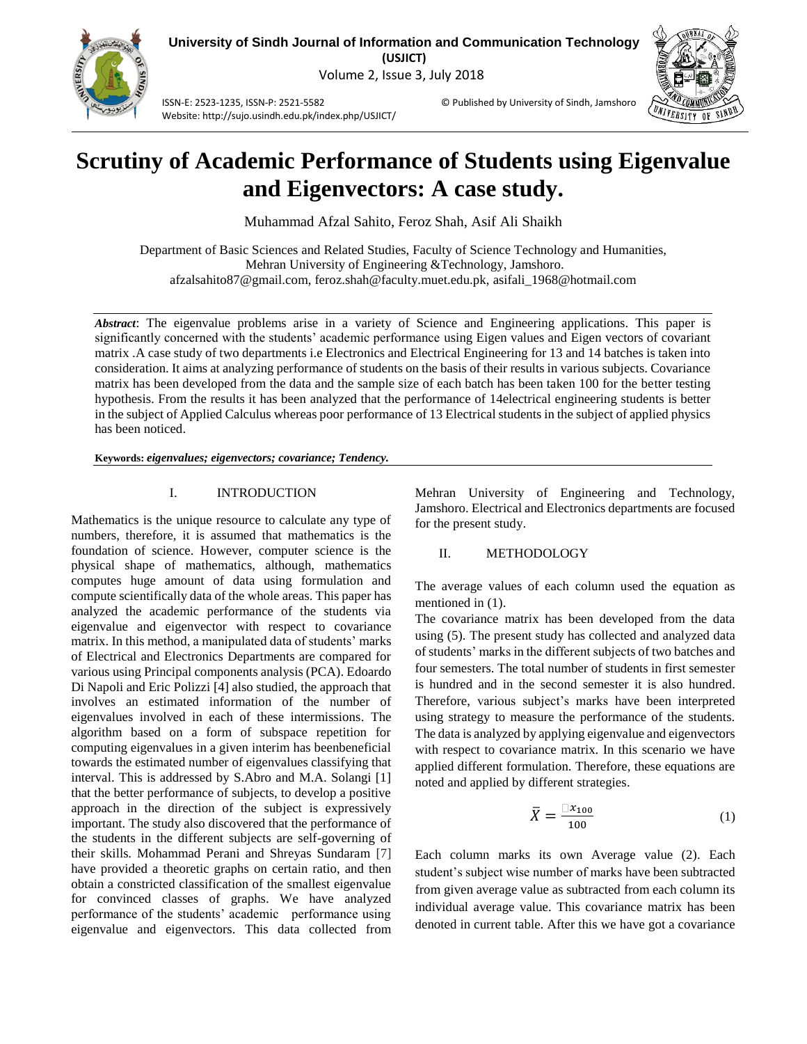# Scrutiny of Academic Performance of Students using Eigenvalue and Eigenvectors: A case study.

Muhammad Afzal Sahito, Feroz Shah, Asif Ali Shaikh

Department of Basic Sciences and Related Studies, Faculty of Science Technology and Humanities, Mehran University of Engineering &Technology, Jamshoro.
afzalsahito87@gmail.com, feroz.shah@faculty.muet.edu.pk, asifali_1968@hotmail.com

***Abstract***: The eigenvalue problems arise in a variety of Science and Engineering applications. This paper is significantly concerned with the students' academic performance using Eigen values and Eigen vectors of covariant matrix .A case study of two departments i.e Electronics and Electrical Engineering for 13 and 14 batches is taken into consideration. It aims at analyzing performance of students on the basis of their results in various subjects. Covariance matrix has been developed from the data and the sample size of each batch has been taken 100 for the better testing hypothesis. From the results it has been analyzed that the performance of 14electrical engineering students is better in the subject of Applied Calculus whereas poor performance of 13 Electrical students in the subject of applied physics has been noticed.

**Keywords:** ***eigenvalues; eigenvectors; covariance; Tendency.***

## I. INTRODUCTION

Mathematics is the unique resource to calculate any type of numbers, therefore, it is assumed that mathematics is the foundation of science. However, computer science is the physical shape of mathematics, although, mathematics computes huge amount of data using formulation and compute scientifically data of the whole areas. This paper has analyzed the academic performance of the students via eigenvalue and eigenvector with respect to covariance matrix. In this method, a manipulated data of students' marks of Electrical and Electronics Departments are compared for various using Principal components analysis (PCA). Edoardo Di Napoli and Eric Polizzi [4] also studied, the approach that involves an estimated information of the number of eigenvalues involved in each of these intermissions. The algorithm based on a form of subspace repetition for computing eigenvalues in a given interim has beenbeneficial towards the estimated number of eigenvalues classifying that interval. This is addressed by S.Abro and M.A. Solangi [1] that the better performance of subjects, to develop a positive approach in the direction of the subject is expressively important. The study also discovered that the performance of the students in the different subjects are self-governing of their skills. Mohammad Perani and Shreyas Sundaram [7] have provided a theoretic graphs on certain ratio, and then obtain a constricted classification of the smallest eigenvalue for convinced classes of graphs. We have analyzed performance of the students' academic performance using eigenvalue and eigenvectors. This data collected from Mehran University of Engineering and Technology, Jamshoro. Electrical and Electronics departments are focused for the present study.

## II. METHODOLOGY

The average values of each column used the equation as mentioned in (1).

The covariance matrix has been developed from the data using (5). The present study has collected and analyzed data of students' marks in the different subjects of two batches and four semesters. The total number of students in first semester is hundred and in the second semester it is also hundred. Therefore, various subject's marks have been interpreted using strategy to measure the performance of the students. The data is analyzed by applying eigenvalue and eigenvectors with respect to covariance matrix. In this scenario we have applied different formulation. Therefore, these equations are noted and applied by different strategies.

$$\bar{X} = \frac{\square x_{100}}{100} \tag{1}$$

Each column marks its own Average value (2). Each student's subject wise number of marks have been subtracted from given average value as subtracted from each column its individual average value. This covariance matrix has been denoted in current table. After this we have got a covariance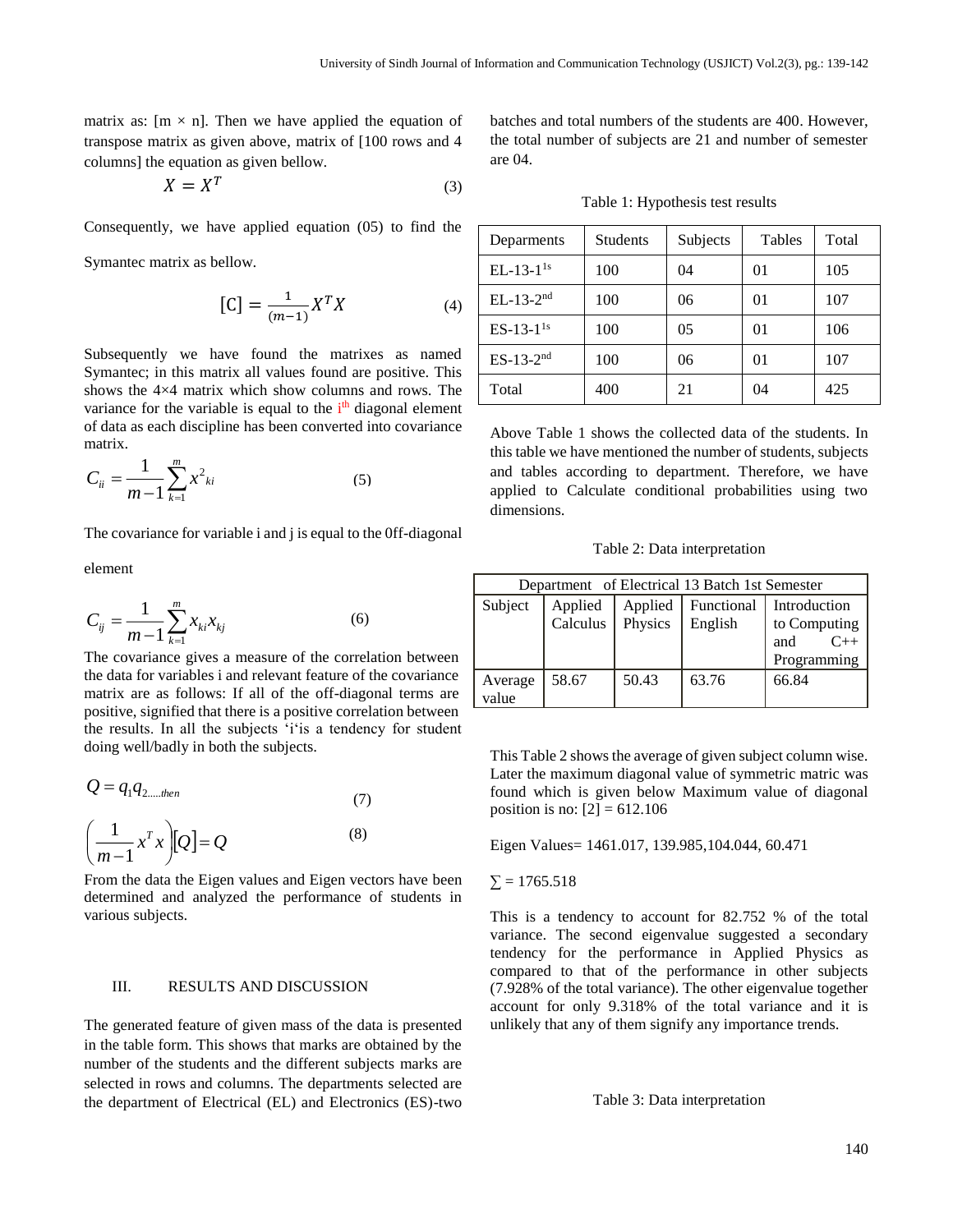matrix as: [m × n]. Then we have applied the equation of transpose matrix as given above, matrix of [100 rows and 4 columns] the equation as given bellow.

$$X = X^T \tag{3}$$

Consequently, we have applied equation (05) to find the Symantec matrix as bellow.

$$[\mathrm{C}] = \frac{1}{(m-1)} X^T X \tag{4}$$

Subsequently we have found the matrixes as named Symantec; in this matrix all values found are positive. This shows the 4×4 matrix which show columns and rows. The variance for the variable is equal to the $i^{th}$ diagonal element of data as each discipline has been converted into covariance matrix.

$$C_{ii} = \frac{1}{m-1} \sum_{k=1}^{m} x^2{}_{ki} \tag{5}$$

The covariance for variable i and j is equal to the 0ff-diagonal element

$$C_{ij} = \frac{1}{m-1} \sum_{k=1}^{m} x_{ki} x_{kj} \tag{6}$$

The covariance gives a measure of the correlation between the data for variables i and relevant feature of the covariance matrix are as follows: If all of the off-diagonal terms are positive, signified that there is a positive correlation between the results. In all the subjects 'i'is a tendency for student doing well/badly in both the subjects.

$$Q = q_1 q_{2.....then} \tag{7}$$

$$\left(\frac{1}{m-1} x^T x\right)[Q] = Q \tag{8}$$

From the data the Eigen values and Eigen vectors have been determined and analyzed the performance of students in various subjects.

## III. RESULTS AND DISCUSSION

The generated feature of given mass of the data is presented in the table form. This shows that marks are obtained by the number of the students and the different subjects marks are selected in rows and columns. The departments selected are the department of Electrical (EL) and Electronics (ES)-two batches and total numbers of the students are 400. However, the total number of subjects are 21 and number of semester are 04.

Table 1: Hypothesis test results

| Deparments | Students | Subjects | Tables | Total |
|---|---|---|---|---|
| EL-13-1[1s] | 100 | 04 | 01 | 105 |
| EL-13-2[nd] | 100 | 06 | 01 | 107 |
| ES-13-1[1s] | 100 | 05 | 01 | 106 |
| ES-13-2[nd] | 100 | 06 | 01 | 107 |
| Total | 400 | 21 | 04 | 425 |

Above Table 1 shows the collected data of the students. In this table we have mentioned the number of students, subjects and tables according to department. Therefore, we have applied to Calculate conditional probabilities using two dimensions.

Table 2: Data interpretation

| Department of Electrical 13 Batch 1st Semester | | | | |
|---|---|---|---|---|
| Subject | Applied Calculus | Applied Physics | Functional English | Introduction to Computing and C++ Programming |
| Average value | 58.67 | 50.43 | 63.76 | 66.84 |

This Table 2 shows the average of given subject column wise. Later the maximum diagonal value of symmetric matric was found which is given below Maximum value of diagonal position is no: [2] = 612.106

Eigen Values= 1461.017, 139.985,104.044, 60.471

$\sum = 1765.518$

This is a tendency to account for 82.752 % of the total variance. The second eigenvalue suggested a secondary tendency for the performance in Applied Physics as compared to that of the performance in other subjects (7.928% of the total variance). The other eigenvalue together account for only 9.318% of the total variance and it is unlikely that any of them signify any importance trends.

Table 3: Data interpretation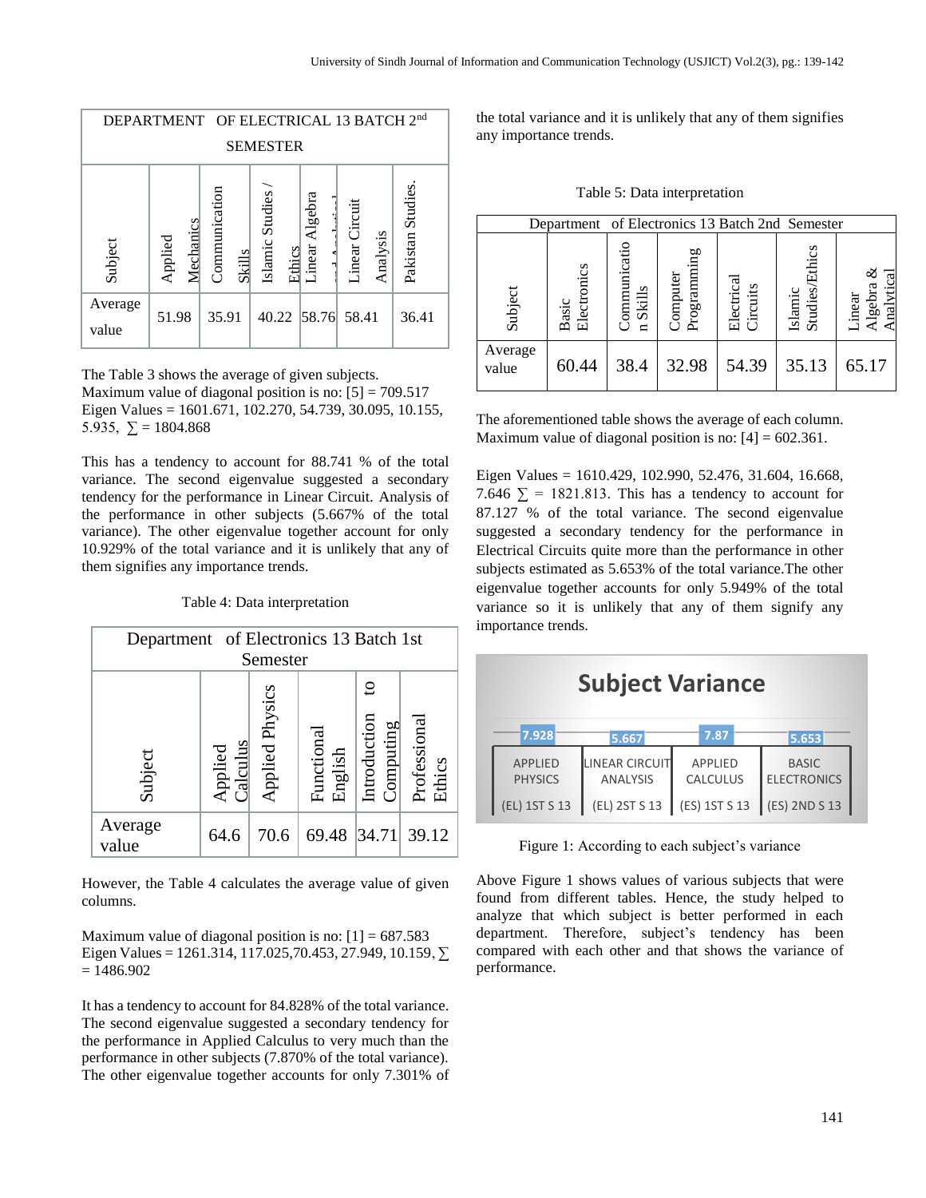| DEPARTMENT OF ELECTRICAL 13 BATCH 2nd SEMESTER | | | | | | |
|---|---|---|---|---|---|---|
| Subject | Applied Mechanics | Communication Skills | Islamic Studies / Ethics | Linear Algebra and Analytical | Linear Circuit Analysis | Pakistan Studies. |
| Average value | 51.98 | 35.91 | 40.22 | 58.76 | 58.41 | 36.41 |

The Table 3 shows the average of given subjects.
Maximum value of diagonal position is no: [5] = 709.517
Eigen Values = 1601.671, 102.270, 54.739, 30.095, 10.155, 5.935, $\sum$ = 1804.868

This has a tendency to account for 88.741 % of the total variance. The second eigenvalue suggested a secondary tendency for the performance in Linear Circuit. Analysis of the performance in other subjects (5.667% of the total variance). The other eigenvalue together account for only 10.929% of the total variance and it is unlikely that any of them signifies any importance trends.

Table 4: Data interpretation

| Department of Electronics 13 Batch 1st Semester | | | | | |
|---|---|---|---|---|---|
| Subject | Applied Calculus | Applied Physics | Functional English | Introduction to Computing | Professional Ethics |
| Average value | 64.6 | 70.6 | 69.48 | 34.71 | 39.12 |

However, the Table 4 calculates the average value of given columns.

Maximum value of diagonal position is no: [1] = 687.583
Eigen Values = 1261.314, 117.025,70.453, 27.949, 10.159, $\sum$ = 1486.902

It has a tendency to account for 84.828% of the total variance. The second eigenvalue suggested a secondary tendency for the performance in Applied Calculus to very much than the performance in other subjects (7.870% of the total variance). The other eigenvalue together accounts for only 7.301% of the total variance and it is unlikely that any of them signifies any importance trends.

Table 5: Data interpretation

| Department of Electronics 13 Batch 2nd Semester | | | | | | |
|---|---|---|---|---|---|---|
| Subject | Basic Electronics | Communication Skills | Computer Programming | Electrical Circuits | Islamic Studies/Ethics | Linear Algebra & Analytical |
| Average value | 60.44 | 38.4 | 32.98 | 54.39 | 35.13 | 65.17 |

The aforementioned table shows the average of each column. Maximum value of diagonal position is no: [4] = 602.361.

Eigen Values = 1610.429, 102.990, 52.476, 31.604, 16.668, 7.646 $\sum$ = 1821.813. This has a tendency to account for 87.127 % of the total variance. The second eigenvalue suggested a secondary tendency for the performance in Electrical Circuits quite more than the performance in other subjects estimated as 5.653% of the total variance.The other eigenvalue together accounts for only 5.949% of the total variance so it is unlikely that any of them signify any importance trends.

**Subject Variance**

| APPLIED PHYSICS (EL) 1ST S 13 | LINEAR CIRCUIT ANALYSIS (EL) 2ST S 13 | APPLIED CALCULUS (ES) 1ST S 13 | BASIC ELECTRONICS (ES) 2ND S 13 |
|---|---|---|---|
| 7.928 | 5.667 | 7.87 | 5.653 |

Figure 1: According to each subject's variance

Above Figure 1 shows values of various subjects that were found from different tables. Hence, the study helped to analyze that which subject is better performed in each department. Therefore, subject's tendency has been compared with each other and that shows the variance of performance.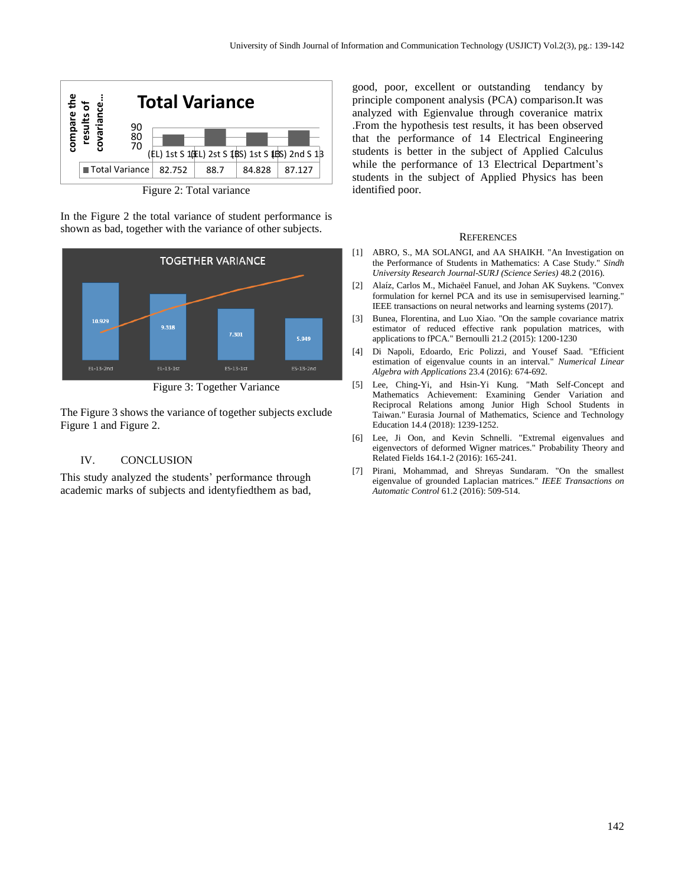Total Variance

compare the results of covariance...

90
80
70

(EL) 1st S 13 (EL) 2st S 13 (ES) 1st S 13 (ES) 2nd S 13

Total Variance 82.752 88.7 84.828 87.127

Figure 2: Total variance

In the Figure 2 the total variance of student performance is shown as bad, together with the variance of other subjects.

TOGETHER VARIANCE

10.929
9.318
7.301
5.949

EL-13-2nd
EL-13-1st
ES-13-1st
ES-13-2nd

Figure 3: Together Variance

The Figure 3 shows the variance of together subjects exclude Figure 1 and Figure 2.

## IV. CONCLUSION

This study analyzed the students' performance through academic marks of subjects and identyfiedthem as bad, good, poor, excellent or outstanding tendancy by principle component analysis (PCA) comparison.It was analyzed with Egienvalue through coveraince matrix .From the hypothesis test results, it has been observed that the performance of 14 Electrical Engineering students is better in the subject of Applied Calculus while the performance of 13 Electrical Department's students in the subject of Applied Physics has been identified poor.

## REFERENCES

[1] ABRO, S., MA SOLANGI, and AA SHAIKH. "An Investigation on the Performance of Students in Mathematics: A Case Study." *Sindh University Research Journal-SURJ (Science Series)* 48.2 (2016).

[2] Alaíz, Carlos M., Michaëel Fanuel, and Johan AK Suykens. "Convex formulation for kernel PCA and its use in semisupervised learning." IEEE transactions on neural networks and learning systems (2017).

[3] Bunea, Florentina, and Luo Xiao. "On the sample covariance matrix estimator of reduced effective rank population matrices, with applications to fPCA." Bernoulli 21.2 (2015): 1200-1230

[4] Di Napoli, Edoardo, Eric Polizzi, and Yousef Saad. "Efficient estimation of eigenvalue counts in an interval." *Numerical Linear Algebra with Applications* 23.4 (2016): 674-692.

[5] Lee, Ching-Yi, and Hsin-Yi Kung. "Math Self-Concept and Mathematics Achievement: Examining Gender Variation and Reciprocal Relations among Junior High School Students in Taiwan." Eurasia Journal of Mathematics, Science and Technology Education 14.4 (2018): 1239-1252.

[6] Lee, Ji Oon, and Kevin Schnelli. "Extremal eigenvalues and eigenvectors of deformed Wigner matrices." Probability Theory and Related Fields 164.1-2 (2016): 165-241.

[7] Pirani, Mohammad, and Shreyas Sundaram. "On the smallest eigenvalue of grounded Laplacian matrices." *IEEE Transactions on Automatic Control* 61.2 (2016): 509-514.